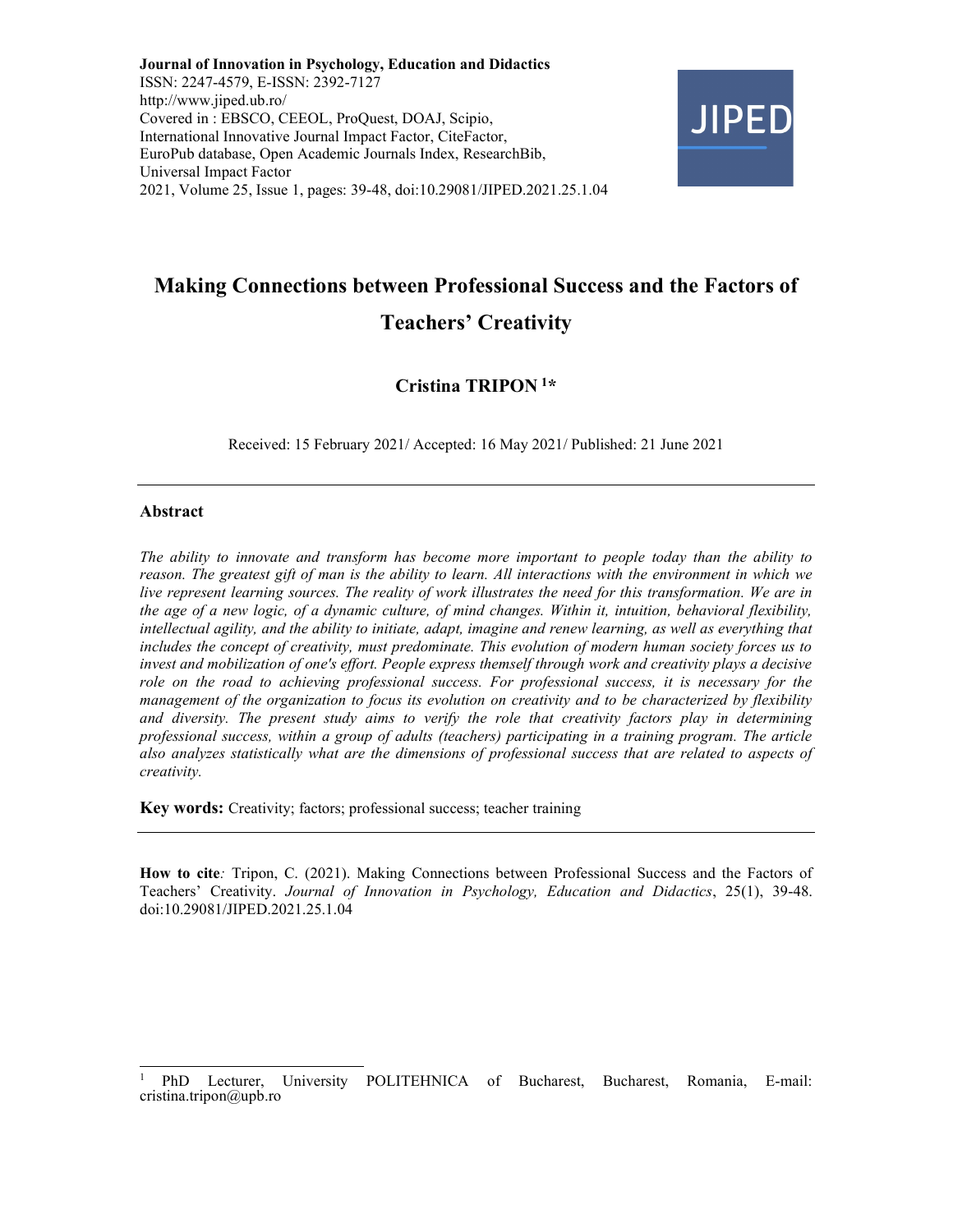**Journal of Innovation in Psychology, Education and Didactics**
ISSN: 2247-4579, E-ISSN: 2392-7127
http://www.jiped.ub.ro/
Covered in : EBSCO, CEEOL, ProQuest, DOAJ, Scipio, International Innovative Journal Impact Factor, CiteFactor, EuroPub database, Open Academic Journals Index, ResearchBib, Universal Impact Factor
2021, Volume 25, Issue 1, pages: 39-48, doi:10.29081/JIPED.2021.25.1.04

# Making Connections between Professional Success and the Factors of Teachers' Creativity

**Cristina TRIPON [1]\***

Received: 15 February 2021/ Accepted: 16 May 2021/ Published: 21 June 2021

---

## Abstract

*The ability to innovate and transform has become more important to people today than the ability to reason. The greatest gift of man is the ability to learn. All interactions with the environment in which we live represent learning sources. The reality of work illustrates the need for this transformation. We are in the age of a new logic, of a dynamic culture, of mind changes. Within it, intuition, behavioral flexibility, intellectual agility, and the ability to initiate, adapt, imagine and renew learning, as well as everything that includes the concept of creativity, must predominate. This evolution of modern human society forces us to invest and mobilization of one's effort. People express themself through work and creativity plays a decisive role on the road to achieving professional success. For professional success, it is necessary for the management of the organization to focus its evolution on creativity and to be characterized by flexibility and diversity. The present study aims to verify the role that creativity factors play in determining professional success, within a group of adults (teachers) participating in a training program. The article also analyzes statistically what are the dimensions of professional success that are related to aspects of creativity.*

**Key words:** Creativity; factors; professional success; teacher training

---

**How to cite***:* Tripon, C. (2021). Making Connections between Professional Success and the Factors of Teachers' Creativity. *Journal of Innovation in Psychology, Education and Didactics*, 25(1), 39-48. doi:10.29081/JIPED.2021.25.1.04

---

[1] PhD Lecturer, University POLITEHNICA of Bucharest, Bucharest, Romania, E-mail: cristina.tripon@upb.ro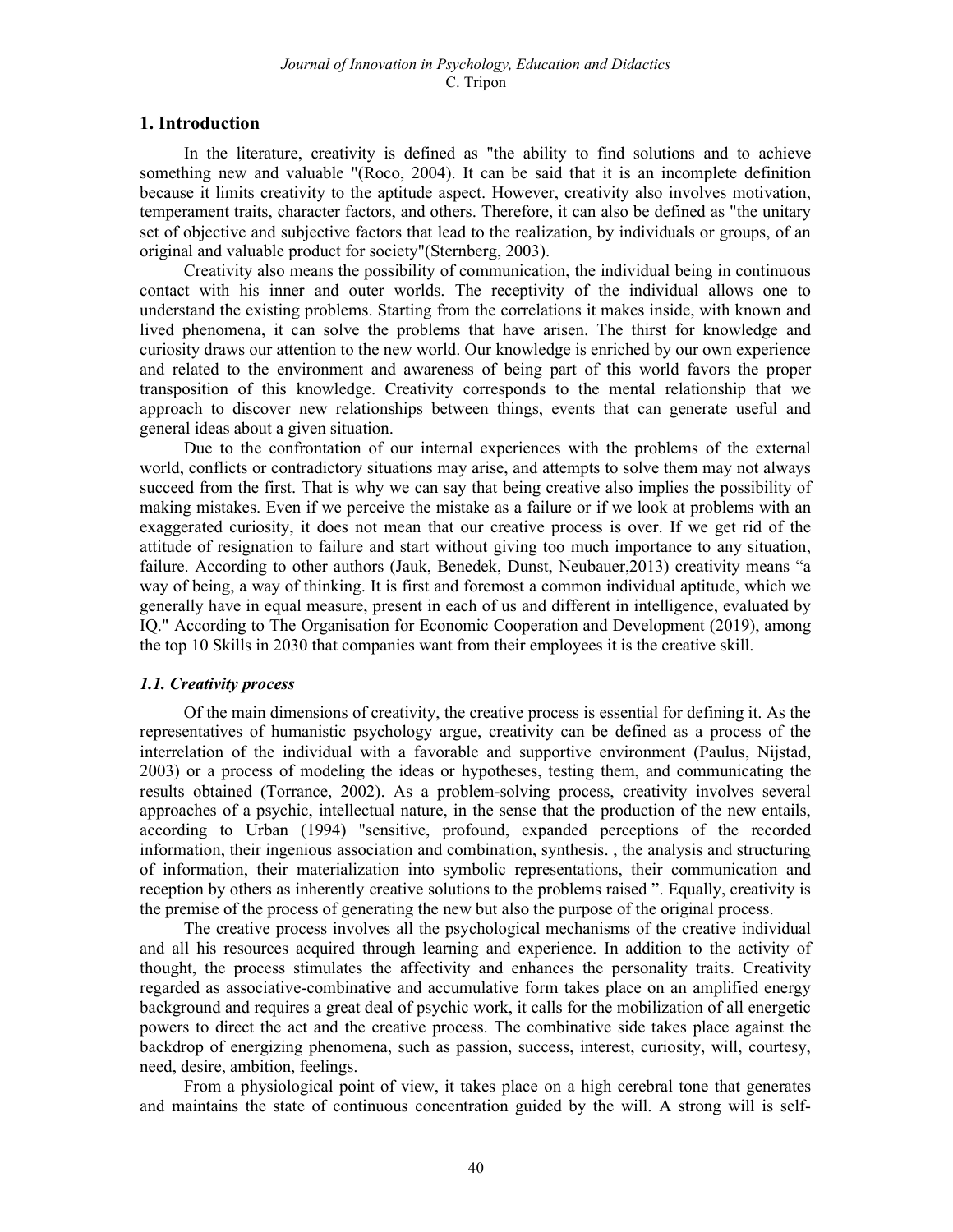## 1. Introduction

In the literature, creativity is defined as "the ability to find solutions and to achieve something new and valuable "(Roco, 2004). It can be said that it is an incomplete definition because it limits creativity to the aptitude aspect. However, creativity also involves motivation, temperament traits, character factors, and others. Therefore, it can also be defined as "the unitary set of objective and subjective factors that lead to the realization, by individuals or groups, of an original and valuable product for society"(Sternberg, 2003).

Creativity also means the possibility of communication, the individual being in continuous contact with his inner and outer worlds. The receptivity of the individual allows one to understand the existing problems. Starting from the correlations it makes inside, with known and lived phenomena, it can solve the problems that have arisen. The thirst for knowledge and curiosity draws our attention to the new world. Our knowledge is enriched by our own experience and related to the environment and awareness of being part of this world favors the proper transposition of this knowledge. Creativity corresponds to the mental relationship that we approach to discover new relationships between things, events that can generate useful and general ideas about a given situation.

Due to the confrontation of our internal experiences with the problems of the external world, conflicts or contradictory situations may arise, and attempts to solve them may not always succeed from the first. That is why we can say that being creative also implies the possibility of making mistakes. Even if we perceive the mistake as a failure or if we look at problems with an exaggerated curiosity, it does not mean that our creative process is over. If we get rid of the attitude of resignation to failure and start without giving too much importance to any situation, failure. According to other authors (Jauk, Benedek, Dunst, Neubauer,2013) creativity means "a way of being, a way of thinking. It is first and foremost a common individual aptitude, which we generally have in equal measure, present in each of us and different in intelligence, evaluated by IQ." According to The Organisation for Economic Cooperation and Development (2019), among the top 10 Skills in 2030 that companies want from their employees it is the creative skill.

### *1.1. Creativity process*

Of the main dimensions of creativity, the creative process is essential for defining it. As the representatives of humanistic psychology argue, creativity can be defined as a process of the interrelation of the individual with a favorable and supportive environment (Paulus, Nijstad, 2003) or a process of modeling the ideas or hypotheses, testing them, and communicating the results obtained (Torrance, 2002). As a problem-solving process, creativity involves several approaches of a psychic, intellectual nature, in the sense that the production of the new entails, according to Urban (1994) "sensitive, profound, expanded perceptions of the recorded information, their ingenious association and combination, synthesis. , the analysis and structuring of information, their materialization into symbolic representations, their communication and reception by others as inherently creative solutions to the problems raised ". Equally, creativity is the premise of the process of generating the new but also the purpose of the original process.

The creative process involves all the psychological mechanisms of the creative individual and all his resources acquired through learning and experience. In addition to the activity of thought, the process stimulates the affectivity and enhances the personality traits. Creativity regarded as associative-combinative and accumulative form takes place on an amplified energy background and requires a great deal of psychic work, it calls for the mobilization of all energetic powers to direct the act and the creative process. The combinative side takes place against the backdrop of energizing phenomena, such as passion, success, interest, curiosity, will, courtesy, need, desire, ambition, feelings.

From a physiological point of view, it takes place on a high cerebral tone that generates and maintains the state of continuous concentration guided by the will. A strong will is self-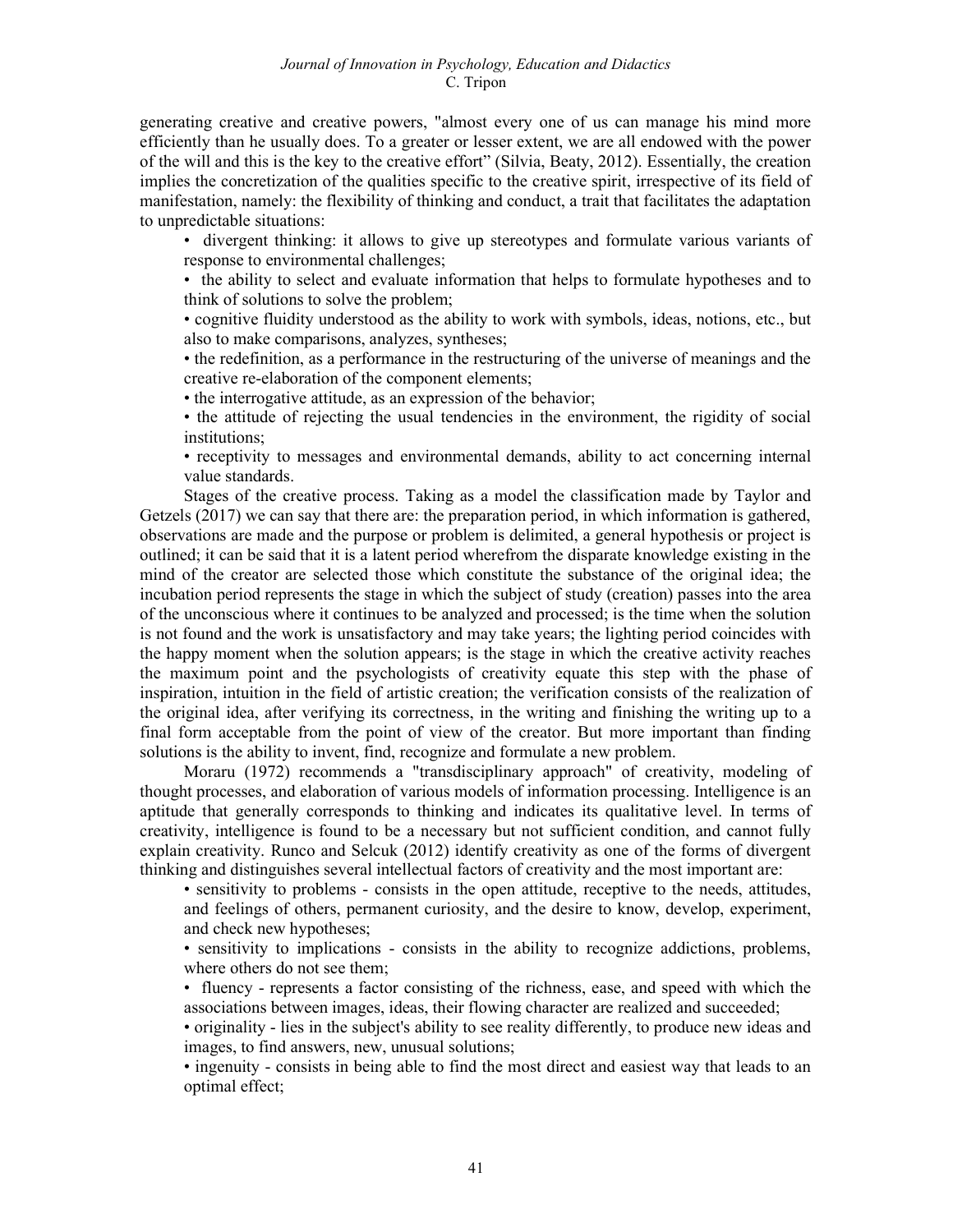generating creative and creative powers, "almost every one of us can manage his mind more efficiently than he usually does. To a greater or lesser extent, we are all endowed with the power of the will and this is the key to the creative effort" (Silvia, Beaty, 2012). Essentially, the creation implies the concretization of the qualities specific to the creative spirit, irrespective of its field of manifestation, namely: the flexibility of thinking and conduct, a trait that facilitates the adaptation to unpredictable situations:

- divergent thinking: it allows to give up stereotypes and formulate various variants of response to environmental challenges;
- the ability to select and evaluate information that helps to formulate hypotheses and to think of solutions to solve the problem;
- cognitive fluidity understood as the ability to work with symbols, ideas, notions, etc., but also to make comparisons, analyzes, syntheses;
- the redefinition, as a performance in the restructuring of the universe of meanings and the creative re-elaboration of the component elements;
- the interrogative attitude, as an expression of the behavior;
- the attitude of rejecting the usual tendencies in the environment, the rigidity of social institutions;
- receptivity to messages and environmental demands, ability to act concerning internal value standards.

Stages of the creative process. Taking as a model the classification made by Taylor and Getzels (2017) we can say that there are: the preparation period, in which information is gathered, observations are made and the purpose or problem is delimited, a general hypothesis or project is outlined; it can be said that it is a latent period wherefrom the disparate knowledge existing in the mind of the creator are selected those which constitute the substance of the original idea; the incubation period represents the stage in which the subject of study (creation) passes into the area of the unconscious where it continues to be analyzed and processed; is the time when the solution is not found and the work is unsatisfactory and may take years; the lighting period coincides with the happy moment when the solution appears; is the stage in which the creative activity reaches the maximum point and the psychologists of creativity equate this step with the phase of inspiration, intuition in the field of artistic creation; the verification consists of the realization of the original idea, after verifying its correctness, in the writing and finishing the writing up to a final form acceptable from the point of view of the creator. But more important than finding solutions is the ability to invent, find, recognize and formulate a new problem.

Moraru (1972) recommends a "transdisciplinary approach" of creativity, modeling of thought processes, and elaboration of various models of information processing. Intelligence is an aptitude that generally corresponds to thinking and indicates its qualitative level. In terms of creativity, intelligence is found to be a necessary but not sufficient condition, and cannot fully explain creativity. Runco and Selcuk (2012) identify creativity as one of the forms of divergent thinking and distinguishes several intellectual factors of creativity and the most important are:

- sensitivity to problems - consists in the open attitude, receptive to the needs, attitudes, and feelings of others, permanent curiosity, and the desire to know, develop, experiment, and check new hypotheses;
- sensitivity to implications - consists in the ability to recognize addictions, problems, where others do not see them;
- fluency - represents a factor consisting of the richness, ease, and speed with which the associations between images, ideas, their flowing character are realized and succeeded;
- originality - lies in the subject's ability to see reality differently, to produce new ideas and images, to find answers, new, unusual solutions;
- ingenuity - consists in being able to find the most direct and easiest way that leads to an optimal effect;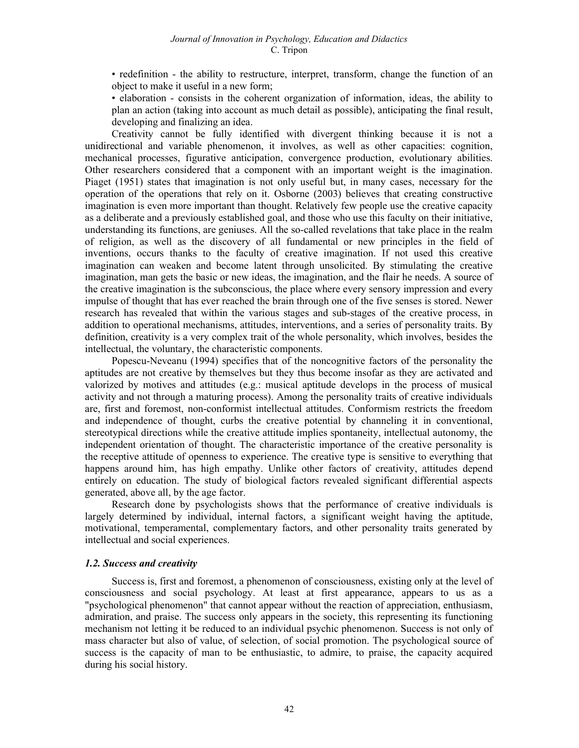• redefinition - the ability to restructure, interpret, transform, change the function of an object to make it useful in a new form;

• elaboration - consists in the coherent organization of information, ideas, the ability to plan an action (taking into account as much detail as possible), anticipating the final result, developing and finalizing an idea.

Creativity cannot be fully identified with divergent thinking because it is not a unidirectional and variable phenomenon, it involves, as well as other capacities: cognition, mechanical processes, figurative anticipation, convergence production, evolutionary abilities. Other researchers considered that a component with an important weight is the imagination. Piaget (1951) states that imagination is not only useful but, in many cases, necessary for the operation of the operations that rely on it. Osborne (2003) believes that creating constructive imagination is even more important than thought. Relatively few people use the creative capacity as a deliberate and a previously established goal, and those who use this faculty on their initiative, understanding its functions, are geniuses. All the so-called revelations that take place in the realm of religion, as well as the discovery of all fundamental or new principles in the field of inventions, occurs thanks to the faculty of creative imagination. If not used this creative imagination can weaken and become latent through unsolicited. By stimulating the creative imagination, man gets the basic or new ideas, the imagination, and the flair he needs. A source of the creative imagination is the subconscious, the place where every sensory impression and every impulse of thought that has ever reached the brain through one of the five senses is stored. Newer research has revealed that within the various stages and sub-stages of the creative process, in addition to operational mechanisms, attitudes, interventions, and a series of personality traits. By definition, creativity is a very complex trait of the whole personality, which involves, besides the intellectual, the voluntary, the characteristic components.

Popescu-Neveanu (1994) specifies that of the noncognitive factors of the personality the aptitudes are not creative by themselves but they thus become insofar as they are activated and valorized by motives and attitudes (e.g.: musical aptitude develops in the process of musical activity and not through a maturing process). Among the personality traits of creative individuals are, first and foremost, non-conformist intellectual attitudes. Conformism restricts the freedom and independence of thought, curbs the creative potential by channeling it in conventional, stereotypical directions while the creative attitude implies spontaneity, intellectual autonomy, the independent orientation of thought. The characteristic importance of the creative personality is the receptive attitude of openness to experience. The creative type is sensitive to everything that happens around him, has high empathy. Unlike other factors of creativity, attitudes depend entirely on education. The study of biological factors revealed significant differential aspects generated, above all, by the age factor.

Research done by psychologists shows that the performance of creative individuals is largely determined by individual, internal factors, a significant weight having the aptitude, motivational, temperamental, complementary factors, and other personality traits generated by intellectual and social experiences.

### *1.2. Success and creativity*

Success is, first and foremost, a phenomenon of consciousness, existing only at the level of consciousness and social psychology. At least at first appearance, appears to us as a "psychological phenomenon" that cannot appear without the reaction of appreciation, enthusiasm, admiration, and praise. The success only appears in the society, this representing its functioning mechanism not letting it be reduced to an individual psychic phenomenon. Success is not only of mass character but also of value, of selection, of social promotion. The psychological source of success is the capacity of man to be enthusiastic, to admire, to praise, the capacity acquired during his social history.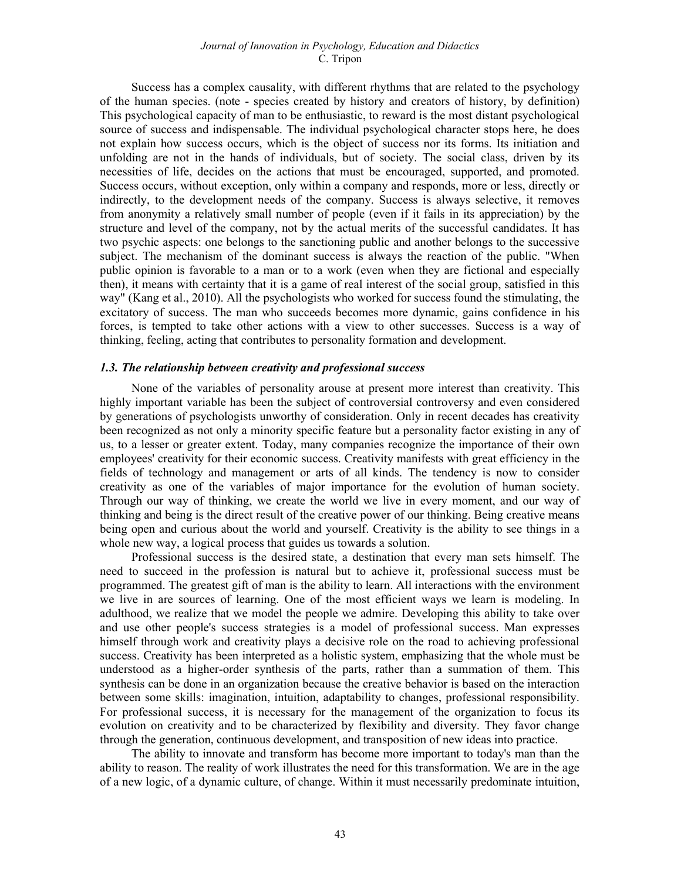Success has a complex causality, with different rhythms that are related to the psychology of the human species. (note - species created by history and creators of history, by definition) This psychological capacity of man to be enthusiastic, to reward is the most distant psychological source of success and indispensable. The individual psychological character stops here, he does not explain how success occurs, which is the object of success nor its forms. Its initiation and unfolding are not in the hands of individuals, but of society. The social class, driven by its necessities of life, decides on the actions that must be encouraged, supported, and promoted. Success occurs, without exception, only within a company and responds, more or less, directly or indirectly, to the development needs of the company. Success is always selective, it removes from anonymity a relatively small number of people (even if it fails in its appreciation) by the structure and level of the company, not by the actual merits of the successful candidates. It has two psychic aspects: one belongs to the sanctioning public and another belongs to the successive subject. The mechanism of the dominant success is always the reaction of the public. "When public opinion is favorable to a man or to a work (even when they are fictional and especially then), it means with certainty that it is a game of real interest of the social group, satisfied in this way" (Kang et al., 2010). All the psychologists who worked for success found the stimulating, the excitatory of success. The man who succeeds becomes more dynamic, gains confidence in his forces, is tempted to take other actions with a view to other successes. Success is a way of thinking, feeling, acting that contributes to personality formation and development.

### *1.3. The relationship between creativity and professional success*

None of the variables of personality arouse at present more interest than creativity. This highly important variable has been the subject of controversial controversy and even considered by generations of psychologists unworthy of consideration. Only in recent decades has creativity been recognized as not only a minority specific feature but a personality factor existing in any of us, to a lesser or greater extent. Today, many companies recognize the importance of their own employees' creativity for their economic success. Creativity manifests with great efficiency in the fields of technology and management or arts of all kinds. The tendency is now to consider creativity as one of the variables of major importance for the evolution of human society. Through our way of thinking, we create the world we live in every moment, and our way of thinking and being is the direct result of the creative power of our thinking. Being creative means being open and curious about the world and yourself. Creativity is the ability to see things in a whole new way, a logical process that guides us towards a solution.

Professional success is the desired state, a destination that every man sets himself. The need to succeed in the profession is natural but to achieve it, professional success must be programmed. The greatest gift of man is the ability to learn. All interactions with the environment we live in are sources of learning. One of the most efficient ways we learn is modeling. In adulthood, we realize that we model the people we admire. Developing this ability to take over and use other people's success strategies is a model of professional success. Man expresses himself through work and creativity plays a decisive role on the road to achieving professional success. Creativity has been interpreted as a holistic system, emphasizing that the whole must be understood as a higher-order synthesis of the parts, rather than a summation of them. This synthesis can be done in an organization because the creative behavior is based on the interaction between some skills: imagination, intuition, adaptability to changes, professional responsibility. For professional success, it is necessary for the management of the organization to focus its evolution on creativity and to be characterized by flexibility and diversity. They favor change through the generation, continuous development, and transposition of new ideas into practice.

The ability to innovate and transform has become more important to today's man than the ability to reason. The reality of work illustrates the need for this transformation. We are in the age of a new logic, of a dynamic culture, of change. Within it must necessarily predominate intuition,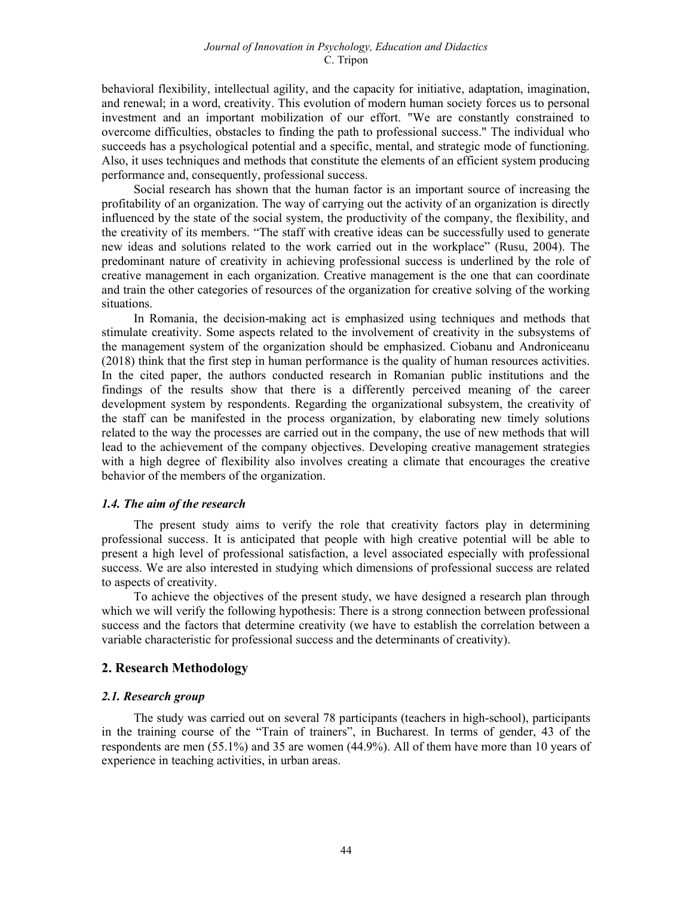behavioral flexibility, intellectual agility, and the capacity for initiative, adaptation, imagination, and renewal; in a word, creativity. This evolution of modern human society forces us to personal investment and an important mobilization of our effort. "We are constantly constrained to overcome difficulties, obstacles to finding the path to professional success." The individual who succeeds has a psychological potential and a specific, mental, and strategic mode of functioning. Also, it uses techniques and methods that constitute the elements of an efficient system producing performance and, consequently, professional success.

Social research has shown that the human factor is an important source of increasing the profitability of an organization. The way of carrying out the activity of an organization is directly influenced by the state of the social system, the productivity of the company, the flexibility, and the creativity of its members. "The staff with creative ideas can be successfully used to generate new ideas and solutions related to the work carried out in the workplace" (Rusu, 2004). The predominant nature of creativity in achieving professional success is underlined by the role of creative management in each organization. Creative management is the one that can coordinate and train the other categories of resources of the organization for creative solving of the working situations.

In Romania, the decision-making act is emphasized using techniques and methods that stimulate creativity. Some aspects related to the involvement of creativity in the subsystems of the management system of the organization should be emphasized. Ciobanu and Androniceanu (2018) think that the first step in human performance is the quality of human resources activities. In the cited paper, the authors conducted research in Romanian public institutions and the findings of the results show that there is a differently perceived meaning of the career development system by respondents. Regarding the organizational subsystem, the creativity of the staff can be manifested in the process organization, by elaborating new timely solutions related to the way the processes are carried out in the company, the use of new methods that will lead to the achievement of the company objectives. Developing creative management strategies with a high degree of flexibility also involves creating a climate that encourages the creative behavior of the members of the organization.

### *1.4. The aim of the research*

The present study aims to verify the role that creativity factors play in determining professional success. It is anticipated that people with high creative potential will be able to present a high level of professional satisfaction, a level associated especially with professional success. We are also interested in studying which dimensions of professional success are related to aspects of creativity.

To achieve the objectives of the present study, we have designed a research plan through which we will verify the following hypothesis: There is a strong connection between professional success and the factors that determine creativity (we have to establish the correlation between a variable characteristic for professional success and the determinants of creativity).

## 2. Research Methodology

### *2.1. Research group*

The study was carried out on several 78 participants (teachers in high-school), participants in the training course of the "Train of trainers", in Bucharest. In terms of gender, 43 of the respondents are men (55.1%) and 35 are women (44.9%). All of them have more than 10 years of experience in teaching activities, in urban areas.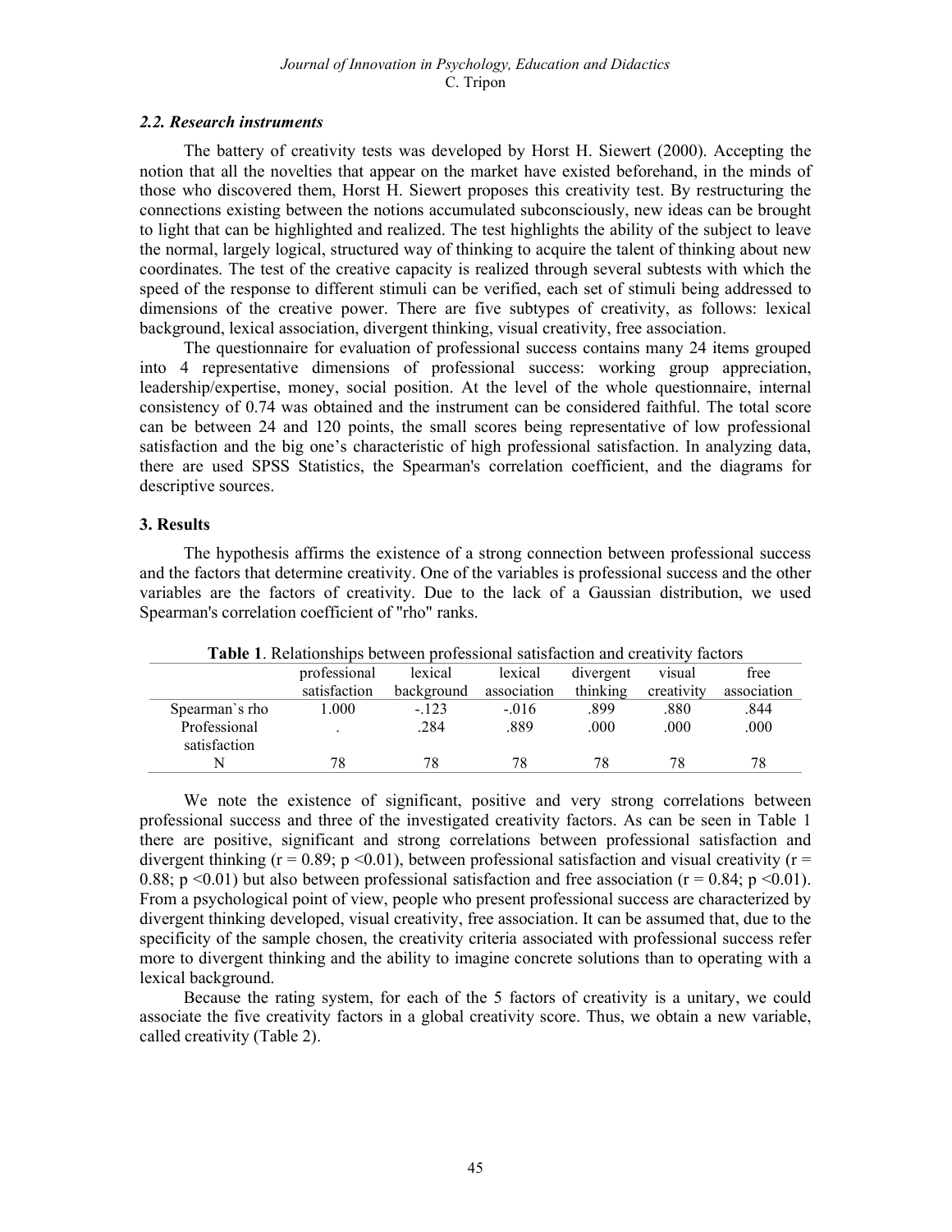### *2.2. Research instruments*

The battery of creativity tests was developed by Horst H. Siewert (2000). Accepting the notion that all the novelties that appear on the market have existed beforehand, in the minds of those who discovered them, Horst H. Siewert proposes this creativity test. By restructuring the connections existing between the notions accumulated subconsciously, new ideas can be brought to light that can be highlighted and realized. The test highlights the ability of the subject to leave the normal, largely logical, structured way of thinking to acquire the talent of thinking about new coordinates. The test of the creative capacity is realized through several subtests with which the speed of the response to different stimuli can be verified, each set of stimuli being addressed to dimensions of the creative power. There are five subtypes of creativity, as follows: lexical background, lexical association, divergent thinking, visual creativity, free association.

The questionnaire for evaluation of professional success contains many 24 items grouped into 4 representative dimensions of professional success: working group appreciation, leadership/expertise, money, social position. At the level of the whole questionnaire, internal consistency of 0.74 was obtained and the instrument can be considered faithful. The total score can be between 24 and 120 points, the small scores being representative of low professional satisfaction and the big one's characteristic of high professional satisfaction. In analyzing data, there are used SPSS Statistics, the Spearman's correlation coefficient, and the diagrams for descriptive sources.

### **3. Results**

The hypothesis affirms the existence of a strong connection between professional success and the factors that determine creativity. One of the variables is professional success and the other variables are the factors of creativity. Due to the lack of a Gaussian distribution, we used Spearman's correlation coefficient of "rho" ranks.

**Table 1**. Relationships between professional satisfaction and creativity factors

| | professional satisfaction | lexical background | lexical association | divergent thinking | visual creativity | free association |
|---|---|---|---|---|---|---|
| Spearman`s rho | 1.000 | -.123 | -.016 | .899 | .880 | .844 |
| Professional satisfaction | . | .284 | .889 | .000 | .000 | .000 |
| N | 78 | 78 | 78 | 78 | 78 | 78 |

We note the existence of significant, positive and very strong correlations between professional success and three of the investigated creativity factors. As can be seen in Table 1 there are positive, significant and strong correlations between professional satisfaction and divergent thinking ($r = 0.89$; $p < 0.01$), between professional satisfaction and visual creativity ($r = 0.88$; $p < 0.01$) but also between professional satisfaction and free association ($r = 0.84$; $p < 0.01$). From a psychological point of view, people who present professional success are characterized by divergent thinking developed, visual creativity, free association. It can be assumed that, due to the specificity of the sample chosen, the creativity criteria associated with professional success refer more to divergent thinking and the ability to imagine concrete solutions than to operating with a lexical background.

Because the rating system, for each of the 5 factors of creativity is a unitary, we could associate the five creativity factors in a global creativity score. Thus, we obtain a new variable, called creativity (Table 2).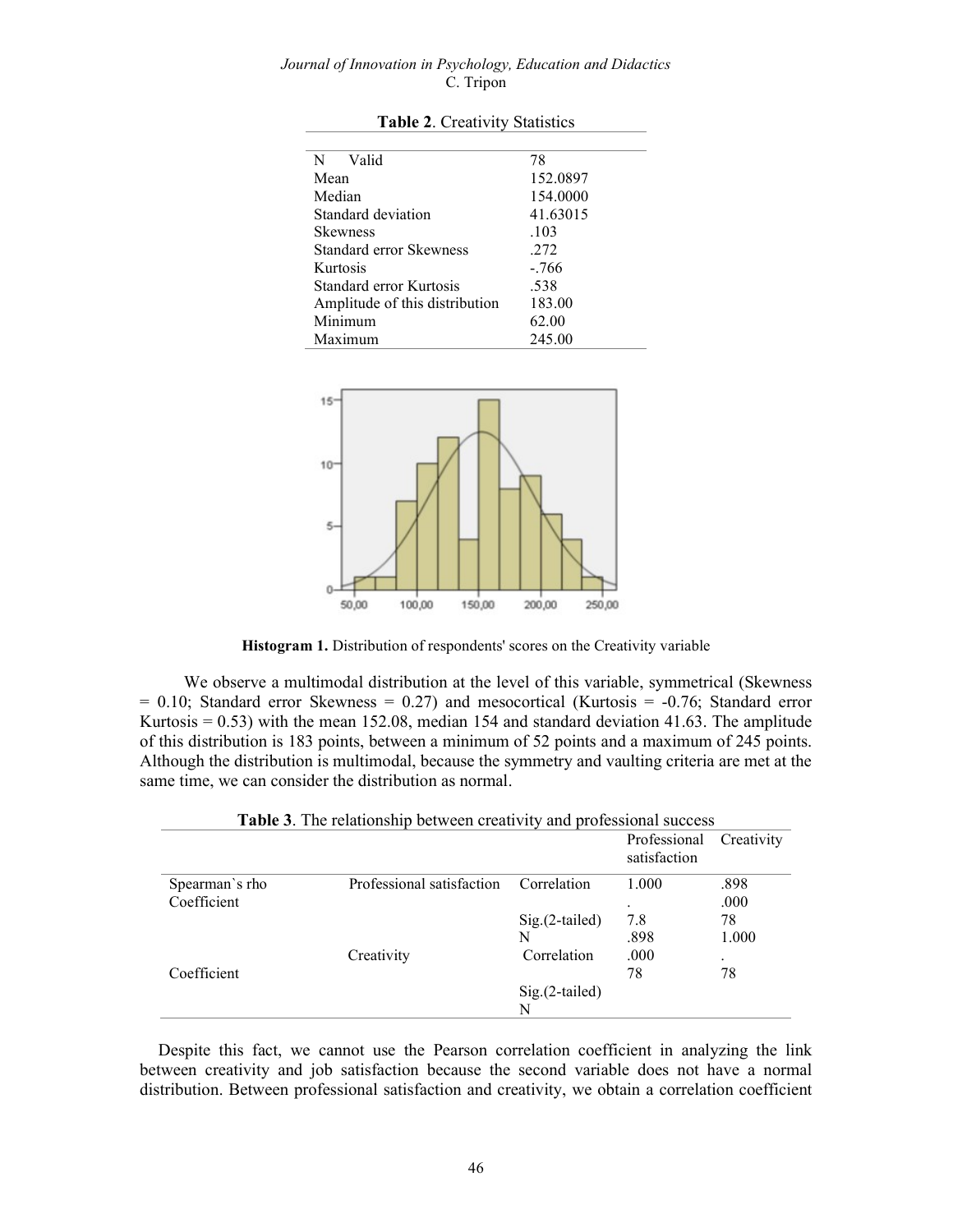**Table 2**. Creativity Statistics

| | |
|---|---|
| N Valid | 78 |
| Mean | 152.0897 |
| Median | 154.0000 |
| Standard deviation | 41.63015 |
| Skewness | .103 |
| Standard error Skewness | .272 |
| Kurtosis | -.766 |
| Standard error Kurtosis | .538 |
| Amplitude of this distribution | 183.00 |
| Minimum | 62.00 |
| Maximum | 245.00 |

**Histogram 1.** Distribution of respondents' scores on the Creativity variable

We observe a multimodal distribution at the level of this variable, symmetrical (Skewness = 0.10; Standard error Skewness = 0.27) and mesocortical (Kurtosis = -0.76; Standard error Kurtosis = 0.53) with the mean 152.08, median 154 and standard deviation 41.63. The amplitude of this distribution is 183 points, between a minimum of 52 points and a maximum of 245 points. Although the distribution is multimodal, because the symmetry and vaulting criteria are met at the same time, we can consider the distribution as normal.

**Table 3**. The relationship between creativity and professional success

| | | | Professional satisfaction | Creativity |
|---|---|---|---|---|
| Spearman`s rho Coefficient | Professional satisfaction | Correlation | 1.000 | .898 |
| | | | . | .000 |
| | | Sig.(2-tailed) | 7.8 | 78 |
| | | N | .898 | 1.000 |
| | Creativity | Correlation | .000 | . |
| Coefficient | | | 78 | 78 |
| | | Sig.(2-tailed) | | |
| | | N | | |

Despite this fact, we cannot use the Pearson correlation coefficient in analyzing the link between creativity and job satisfaction because the second variable does not have a normal distribution. Between professional satisfaction and creativity, we obtain a correlation coefficient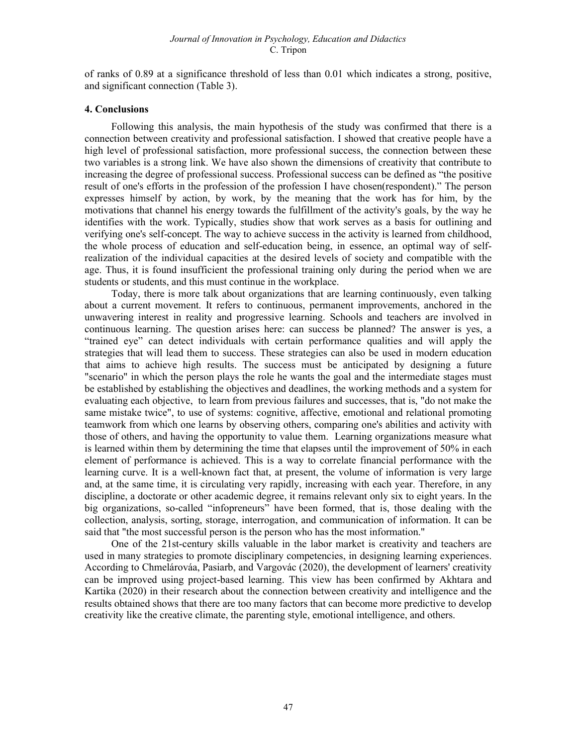of ranks of 0.89 at a significance threshold of less than 0.01 which indicates a strong, positive, and significant connection (Table 3).

## 4. Conclusions

Following this analysis, the main hypothesis of the study was confirmed that there is a connection between creativity and professional satisfaction. I showed that creative people have a high level of professional satisfaction, more professional success, the connection between these two variables is a strong link. We have also shown the dimensions of creativity that contribute to increasing the degree of professional success. Professional success can be defined as "the positive result of one's efforts in the profession of the profession I have chosen(respondent)." The person expresses himself by action, by work, by the meaning that the work has for him, by the motivations that channel his energy towards the fulfillment of the activity's goals, by the way he identifies with the work. Typically, studies show that work serves as a basis for outlining and verifying one's self-concept. The way to achieve success in the activity is learned from childhood, the whole process of education and self-education being, in essence, an optimal way of self-realization of the individual capacities at the desired levels of society and compatible with the age. Thus, it is found insufficient the professional training only during the period when we are students or students, and this must continue in the workplace.

Today, there is more talk about organizations that are learning continuously, even talking about a current movement. It refers to continuous, permanent improvements, anchored in the unwavering interest in reality and progressive learning. Schools and teachers are involved in continuous learning. The question arises here: can success be planned? The answer is yes, a "trained eye" can detect individuals with certain performance qualities and will apply the strategies that will lead them to success. These strategies can also be used in modern education that aims to achieve high results. The success must be anticipated by designing a future "scenario" in which the person plays the role he wants the goal and the intermediate stages must be established by establishing the objectives and deadlines, the working methods and a system for evaluating each objective, to learn from previous failures and successes, that is, "do not make the same mistake twice", to use of systems: cognitive, affective, emotional and relational promoting teamwork from which one learns by observing others, comparing one's abilities and activity with those of others, and having the opportunity to value them. Learning organizations measure what is learned within them by determining the time that elapses until the improvement of 50% in each element of performance is achieved. This is a way to correlate financial performance with the learning curve. It is a well-known fact that, at present, the volume of information is very large and, at the same time, it is circulating very rapidly, increasing with each year. Therefore, in any discipline, a doctorate or other academic degree, it remains relevant only six to eight years. In the big organizations, so-called "infopreneurs" have been formed, that is, those dealing with the collection, analysis, sorting, storage, interrogation, and communication of information. It can be said that "the most successful person is the person who has the most information."

One of the 21st-century skills valuable in the labor market is creativity and teachers are used in many strategies to promote disciplinary competencies, in designing learning experiences. According to Chmelárováa, Pasiarb, and Vargovác (2020), the development of learners' creativity can be improved using project-based learning. This view has been confirmed by Akhtara and Kartika (2020) in their research about the connection between creativity and intelligence and the results obtained shows that there are too many factors that can become more predictive to develop creativity like the creative climate, the parenting style, emotional intelligence, and others.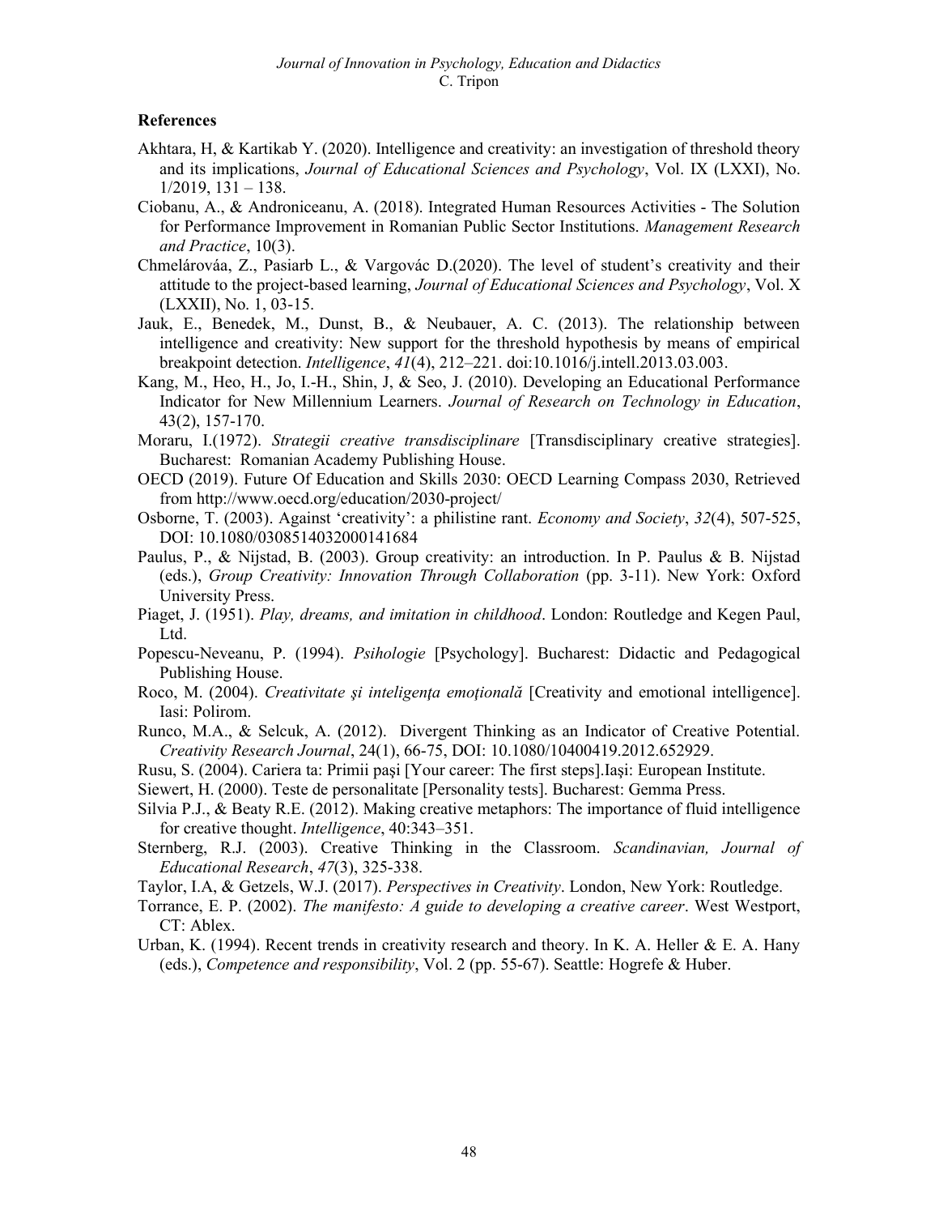## References

Akhtara, H, & Kartikab Y. (2020). Intelligence and creativity: an investigation of threshold theory and its implications, *Journal of Educational Sciences and Psychology*, Vol. IX (LXXI), No. 1/2019, 131 – 138.

Ciobanu, A., & Androniceanu, A. (2018). Integrated Human Resources Activities - The Solution for Performance Improvement in Romanian Public Sector Institutions. *Management Research and Practice*, 10(3).

Chmelárováa, Z., Pasiarb L., & Vargovác D.(2020). The level of student's creativity and their attitude to the project-based learning, *Journal of Educational Sciences and Psychology*, Vol. X (LXXII), No. 1, 03-15.

Jauk, E., Benedek, M., Dunst, B., & Neubauer, A. C. (2013). The relationship between intelligence and creativity: New support for the threshold hypothesis by means of empirical breakpoint detection. *Intelligence*, *41*(4), 212–221. doi:10.1016/j.intell.2013.03.003.

Kang, M., Heo, H., Jo, I.-H., Shin, J, & Seo, J. (2010). Developing an Educational Performance Indicator for New Millennium Learners. *Journal of Research on Technology in Education*, 43(2), 157-170.

Moraru, I.(1972). *Strategii creative transdisciplinare* [Transdisciplinary creative strategies]. Bucharest: Romanian Academy Publishing House.

OECD (2019). Future Of Education and Skills 2030: OECD Learning Compass 2030, Retrieved from http://www.oecd.org/education/2030-project/

Osborne, T. (2003). Against 'creativity': a philistine rant. *Economy and Society*, *32*(4), 507-525, DOI: 10.1080/0308514032000141684

Paulus, P., & Nijstad, B. (2003). Group creativity: an introduction. In P. Paulus & B. Nijstad (eds.), *Group Creativity: Innovation Through Collaboration* (pp. 3-11). New York: Oxford University Press.

Piaget, J. (1951). *Play, dreams, and imitation in childhood*. London: Routledge and Kegen Paul, Ltd.

Popescu-Neveanu, P. (1994). *Psihologie* [Psychology]. Bucharest: Didactic and Pedagogical Publishing House.

Roco, M. (2004). *Creativitate şi inteligenţa emoţională* [Creativity and emotional intelligence]. Iasi: Polirom.

Runco, M.A., & Selcuk, A. (2012). Divergent Thinking as an Indicator of Creative Potential. *Creativity Research Journal*, 24(1), 66-75, DOI: 10.1080/10400419.2012.652929.

Rusu, S. (2004). Cariera ta: Primii paşi [Your career: The first steps].Iaşi: European Institute.

Siewert, H. (2000). Teste de personalitate [Personality tests]. Bucharest: Gemma Press.

Silvia P.J., & Beaty R.E. (2012). Making creative metaphors: The importance of fluid intelligence for creative thought. *Intelligence*, 40:343–351.

Sternberg, R.J. (2003). Creative Thinking in the Classroom. *Scandinavian, Journal of Educational Research*, *47*(3), 325-338.

Taylor, I.A, & Getzels, W.J. (2017). *Perspectives in Creativity*. London, New York: Routledge.

Torrance, E. P. (2002). *The manifesto: A guide to developing a creative career*. West Westport, CT: Ablex.

Urban, K. (1994). Recent trends in creativity research and theory. In K. A. Heller & E. A. Hany (eds.), *Competence and responsibility*, Vol. 2 (pp. 55-67). Seattle: Hogrefe & Huber.